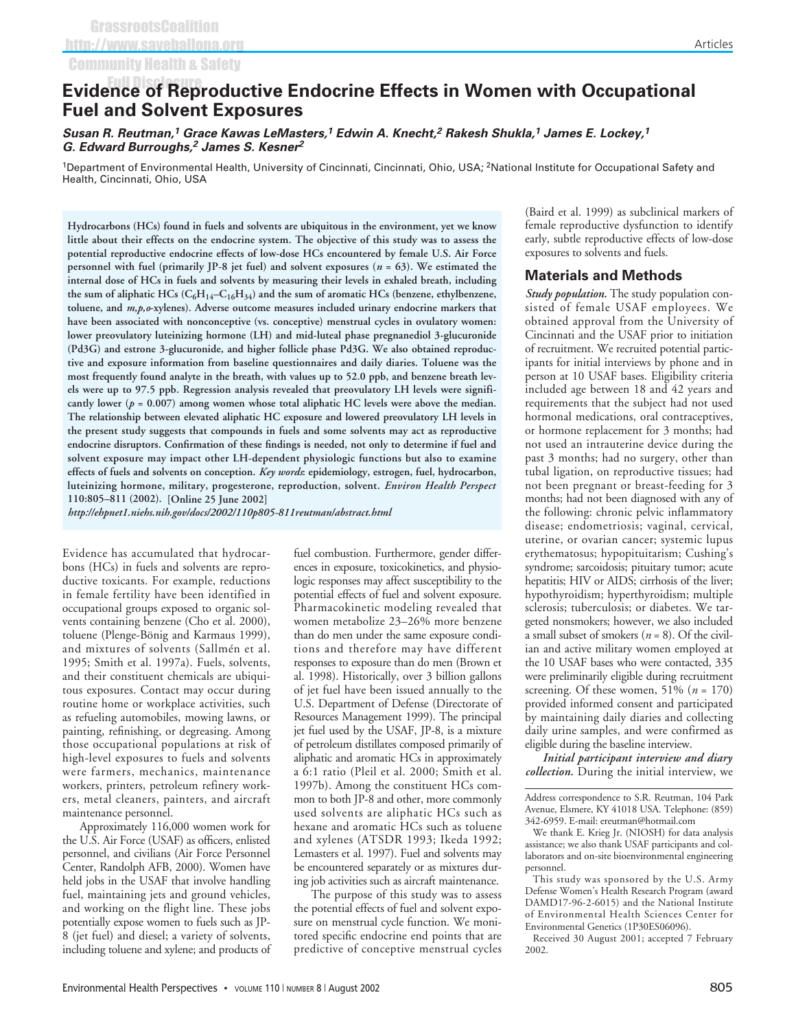GrassrootsCoalition
http://www.saveballona.org
Community Health & Safety
Full Disclosure

# Evidence of Reproductive Endocrine Effects in Women with Occupational Fuel and Solvent Exposures

***Susan R. Reutman,[1] Grace Kawas LeMasters,[1] Edwin A. Knecht,[2] Rakesh Shukla,[1] James E. Lockey,[1] G. Edward Burroughs,[2] James S. Kesner[2]***

[1]Department of Environmental Health, University of Cincinnati, Cincinnati, Ohio, USA; [2]National Institute for Occupational Safety and Health, Cincinnati, Ohio, USA

**Hydrocarbons (HCs) found in fuels and solvents are ubiquitous in the environment, yet we know little about their effects on the endocrine system. The objective of this study was to assess the potential reproductive endocrine effects of low-dose HCs encountered by female U.S. Air Force personnel with fuel (primarily JP-8 jet fuel) and solvent exposures (*n* = 63). We estimated the internal dose of HCs in fuels and solvents by measuring their levels in exhaled breath, including the sum of aliphatic HCs ($C_6H_{14}$–$C_{16}H_{34}$) and the sum of aromatic HCs (benzene, ethylbenzene, toluene, and *m,p,o*-xylenes). Adverse outcome measures included urinary endocrine markers that have been associated with nonconceptive (vs. conceptive) menstrual cycles in ovulatory women: lower preovulatory luteinizing hormone (LH) and mid-luteal phase pregnanediol 3-glucuronide (Pd3G) and estrone 3-glucuronide, and higher follicle phase Pd3G. We also obtained reproductive and exposure information from baseline questionnaires and daily diaries. Toluene was the most frequently found analyte in the breath, with values up to 52.0 ppb, and benzene breath levels were up to 97.5 ppb. Regression analysis revealed that preovulatory LH levels were significantly lower ($p$ = 0.007) among women whose total aliphatic HC levels were above the median. The relationship between elevated aliphatic HC exposure and lowered preovulatory LH levels in the present study suggests that compounds in fuels and some solvents may act as reproductive endocrine disruptors. Confirmation of these findings is needed, not only to determine if fuel and solvent exposure may impact other LH-dependent physiologic functions but also to examine effects of fuels and solvents on conception. *Key words*: epidemiology, estrogen, fuel, hydrocarbon, luteinizing hormone, military, progesterone, reproduction, solvent. *Environ Health Perspect* 110:805–811 (2002). [Online 25 June 2002]**

***http://ehpnet1.niehs.nih.gov/docs/2002/110p805-811reutman/abstract.html***

Evidence has accumulated that hydrocarbons (HCs) in fuels and solvents are reproductive toxicants. For example, reductions in female fertility have been identified in occupational groups exposed to organic solvents containing benzene (Cho et al. 2000), toluene (Plenge-Bönig and Karmaus 1999), and mixtures of solvents (Sallmén et al. 1995; Smith et al. 1997a). Fuels, solvents, and their constituent chemicals are ubiquitous exposures. Contact may occur during routine home or workplace activities, such as refueling automobiles, mowing lawns, or painting, refinishing, or degreasing. Among those occupational populations at risk of high-level exposures to fuels and solvents were farmers, mechanics, maintenance workers, printers, petroleum refinery workers, metal cleaners, painters, and aircraft maintenance personnel.

Approximately 116,000 women work for the U.S. Air Force (USAF) as officers, enlisted personnel, and civilians (Air Force Personnel Center, Randolph AFB, 2000). Women have held jobs in the USAF that involve handling fuel, maintaining jets and ground vehicles, and working on the flight line. These jobs potentially expose women to fuels such as JP-8 (jet fuel) and diesel; a variety of solvents, including toluene and xylene; and products of fuel combustion. Furthermore, gender differences in exposure, toxicokinetics, and physiologic responses may affect susceptibility to the potential effects of fuel and solvent exposure. Pharmacokinetic modeling revealed that women metabolize 23–26% more benzene than do men under the same exposure conditions and therefore may have different responses to exposure than do men (Brown et al. 1998). Historically, over 3 billion gallons of jet fuel have been issued annually to the U.S. Department of Defense (Directorate of Resources Management 1999). The principal jet fuel used by the USAF, JP-8, is a mixture of petroleum distillates composed primarily of aliphatic and aromatic HCs in approximately a 6:1 ratio (Pleil et al. 2000; Smith et al. 1997b). Among the constituent HCs common to both JP-8 and other, more commonly used solvents are aliphatic HCs such as hexane and aromatic HCs such as toluene and xylenes (ATSDR 1993; Ikeda 1992; Lemasters et al. 1997). Fuel and solvents may be encountered separately or as mixtures during job activities such as aircraft maintenance.

The purpose of this study was to assess the potential effects of fuel and solvent exposure on menstrual cycle function. We monitored specific endocrine end points that are predictive of conceptive menstrual cycles (Baird et al. 1999) as subclinical markers of female reproductive dysfunction to identify early, subtle reproductive effects of low-dose exposures to solvents and fuels.

## Materials and Methods

***Study population.*** The study population consisted of female USAF employees. We obtained approval from the University of Cincinnati and the USAF prior to initiation of recruitment. We recruited potential participants for initial interviews by phone and in person at 10 USAF bases. Eligibility criteria included age between 18 and 42 years and requirements that the subject had not used hormonal medications, oral contraceptives, or hormone replacement for 3 months; had not used an intrauterine device during the past 3 months; had no surgery, other than tubal ligation, on reproductive tissues; had not been pregnant or breast-feeding for 3 months; had not been diagnosed with any of the following: chronic pelvic inflammatory disease; endometriosis; vaginal, cervical, uterine, or ovarian cancer; systemic lupus erythematosus; hypopituitarism; Cushing's syndrome; sarcoidosis; pituitary tumor; acute hepatitis; HIV or AIDS; cirrhosis of the liver; hypothyroidism; hyperthyroidism; multiple sclerosis; tuberculosis; or diabetes. We targeted nonsmokers; however, we also included a small subset of smokers (*n* = 8). Of the civilian and active military women employed at the 10 USAF bases who were contacted, 335 were preliminarily eligible during recruitment screening. Of these women, 51% (*n* = 170) provided informed consent and participated by maintaining daily diaries and collecting daily urine samples, and were confirmed as eligible during the baseline interview.

***Initial participant interview and diary collection.*** During the initial interview, we

Address correspondence to S.R. Reutman, 104 Park Avenue, Elsmere, KY 41018 USA. Telephone: (859) 342-6959. E-mail: ereutman@hotmail.com

We thank E. Krieg Jr. (NIOSH) for data analysis assistance; we also thank USAF participants and collaborators and on-site bioenvironmental engineering personnel.

This study was sponsored by the U.S. Army Defense Women's Health Research Program (award DAMD17-96-2-6015) and the National Institute of Environmental Health Sciences Center for Environmental Genetics (1P30ES06096).

Received 30 August 2001; accepted 7 February 2002.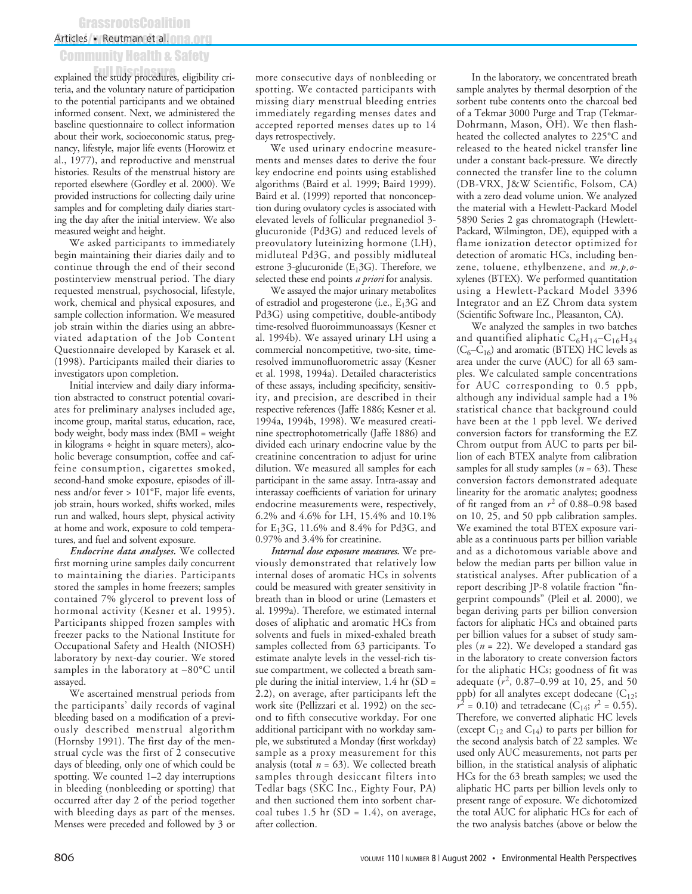explained the study procedures, eligibility criteria, and the voluntary nature of participation to the potential participants and we obtained informed consent. Next, we administered the baseline questionnaire to collect information about their work, socioeconomic status, pregnancy, lifestyle, major life events (Horowitz et al., 1977), and reproductive and menstrual histories. Results of the menstrual history are reported elsewhere (Gordley et al. 2000). We provided instructions for collecting daily urine samples and for completing daily diaries starting the day after the initial interview. We also measured weight and height.

We asked participants to immediately begin maintaining their diaries daily and to continue through the end of their second postinterview menstrual period. The diary requested menstrual, psychosocial, lifestyle, work, chemical and physical exposures, and sample collection information. We measured job strain within the diaries using an abbreviated adaptation of the Job Content Questionnaire developed by Karasek et al. (1998). Participants mailed their diaries to investigators upon completion.

Initial interview and daily diary information abstracted to construct potential covariates for preliminary analyses included age, income group, marital status, education, race, body weight, body mass index (BMI = weight in kilograms ÷ height in square meters), alcoholic beverage consumption, coffee and caffeine consumption, cigarettes smoked, second-hand smoke exposure, episodes of illness and/or fever > 101°F, major life events, job strain, hours worked, shifts worked, miles run and walked, hours slept, physical activity at home and work, exposure to cold temperatures, and fuel and solvent exposure.

*Endocrine data analyses.* We collected first morning urine samples daily concurrent to maintaining the diaries. Participants stored the samples in home freezers; samples contained 7% glycerol to prevent loss of hormonal activity (Kesner et al. 1995). Participants shipped frozen samples with freezer packs to the National Institute for Occupational Safety and Health (NIOSH) laboratory by next-day courier. We stored samples in the laboratory at –80°C until assayed.

We ascertained menstrual periods from the participants' daily records of vaginal bleeding based on a modification of a previously described menstrual algorithm (Hornsby 1991). The first day of the menstrual cycle was the first of 2 consecutive days of bleeding, only one of which could be spotting. We counted 1–2 day interruptions in bleeding (nonbleeding or spotting) that occurred after day 2 of the period together with bleeding days as part of the menses. Menses were preceded and followed by 3 or more consecutive days of nonbleeding or spotting. We contacted participants with missing diary menstrual bleeding entries immediately regarding menses dates and accepted reported menses dates up to 14 days retrospectively.

We used urinary endocrine measurements and menses dates to derive the four key endocrine end points using established algorithms (Baird et al. 1999; Baird 1999). Baird et al. (1999) reported that nonconception during ovulatory cycles is associated with elevated levels of follicular pregnanediol 3-glucuronide (Pd3G) and reduced levels of preovulatory luteinizing hormone (LH), midluteal Pd3G, and possibly midluteal estrone 3-glucuronide ($E_1$3G). Therefore, we selected these end points *a priori* for analysis.

We assayed the major urinary metabolites of estradiol and progesterone (i.e., $E_1$3G and Pd3G) using competitive, double-antibody time-resolved fluoroimmunoassays (Kesner et al. 1994b). We assayed urinary LH using a commercial noncompetitive, two-site, time-resolved immunofluorometric assay (Kesner et al. 1998, 1994a). Detailed characteristics of these assays, including specificity, sensitivity, and precision, are described in their respective references (Jaffe 1886; Kesner et al. 1994a, 1994b, 1998). We measured creatinine spectrophotometrically (Jaffe 1886) and divided each urinary endocrine value by the creatinine concentration to adjust for urine dilution. We measured all samples for each participant in the same assay. Intra-assay and interassay coefficients of variation for urinary endocrine measurements were, respectively, 6.2% and 4.6% for LH, 15.4% and 10.1% for $E_1$3G, 11.6% and 8.4% for Pd3G, and 0.97% and 3.4% for creatinine.

*Internal dose exposure measures.* We previously demonstrated that relatively low internal doses of aromatic HCs in solvents could be measured with greater sensitivity in breath than in blood or urine (Lemasters et al. 1999a). Therefore, we estimated internal doses of aliphatic and aromatic HCs from solvents and fuels in mixed-exhaled breath samples collected from 63 participants. To estimate analyte levels in the vessel-rich tissue compartment, we collected a breath sample during the initial interview, 1.4 hr (SD = 2.2), on average, after participants left the work site (Pellizzari et al. 1992) on the second to fifth consecutive workday. For one additional participant with no workday sample, we substituted a Monday (first workday) sample as a proxy measurement for this analysis (total $n$ = 63). We collected breath samples through desiccant filters into Tedlar bags (SKC Inc., Eighty Four, PA) and then suctioned them into sorbent charcoal tubes 1.5 hr (SD = 1.4), on average, after collection.

In the laboratory, we concentrated breath sample analytes by thermal desorption of the sorbent tube contents onto the charcoal bed of a Tekmar 3000 Purge and Trap (Tekmar-Dohrmann, Mason, OH). We then flash-heated the collected analytes to 225°C and released to the heated nickel transfer line under a constant back-pressure. We directly connected the transfer line to the column (DB-VRX, J&W Scientific, Folsom, CA) with a zero dead volume union. We analyzed the material with a Hewlett-Packard Model 5890 Series 2 gas chromatograph (Hewlett-Packard, Wilmington, DE), equipped with a flame ionization detector optimized for detection of aromatic HCs, including benzene, toluene, ethylbenzene, and *m,p,o*-xylenes (BTEX). We performed quantitation using a Hewlett-Packard Model 3396 Integrator and an EZ Chrom data system (Scientific Software Inc., Pleasanton, CA).

We analyzed the samples in two batches and quantified aliphatic $C_6H_{14}$–$C_{16}H_{34}$ ($C_6$–$C_{16}$) and aromatic (BTEX) HC levels as area under the curve (AUC) for all 63 samples. We calculated sample concentrations for AUC corresponding to 0.5 ppb, although any individual sample had a 1% statistical chance that background could have been at the 1 ppb level. We derived conversion factors for transforming the EZ Chrom output from AUC to parts per billion of each BTEX analyte from calibration samples for all study samples ($n$ = 63). These conversion factors demonstrated adequate linearity for the aromatic analytes; goodness of fit ranged from an $r^2$ of 0.88–0.98 based on 10, 25, and 50 ppb calibration samples. We examined the total BTEX exposure variable as a continuous parts per billion variable and as a dichotomous variable above and below the median parts per billion value in statistical analyses. After publication of a report describing JP-8 volatile fraction "fingerprint compounds" (Pleil et al. 2000), we began deriving parts per billion conversion factors for aliphatic HCs and obtained parts per billion values for a subset of study samples ($n$ = 22). We developed a standard gas in the laboratory to create conversion factors for the aliphatic HCs; goodness of fit was adequate ($r^2$, 0.87–0.99 at 10, 25, and 50 ppb) for all analytes except dodecane ($C_{12}$; $r^2$ = 0.10) and tetradecane ($C_{14}$; $r^2$ = 0.55). Therefore, we converted aliphatic HC levels (except $C_{12}$ and $C_{14}$) to parts per billion for the second analysis batch of 22 samples. We used only AUC measurements, not parts per billion, in the statistical analysis of aliphatic HCs for the 63 breath samples; we used the aliphatic HC parts per billion levels only to present range of exposure. We dichotomized the total AUC for aliphatic HCs for each of the two analysis batches (above or below the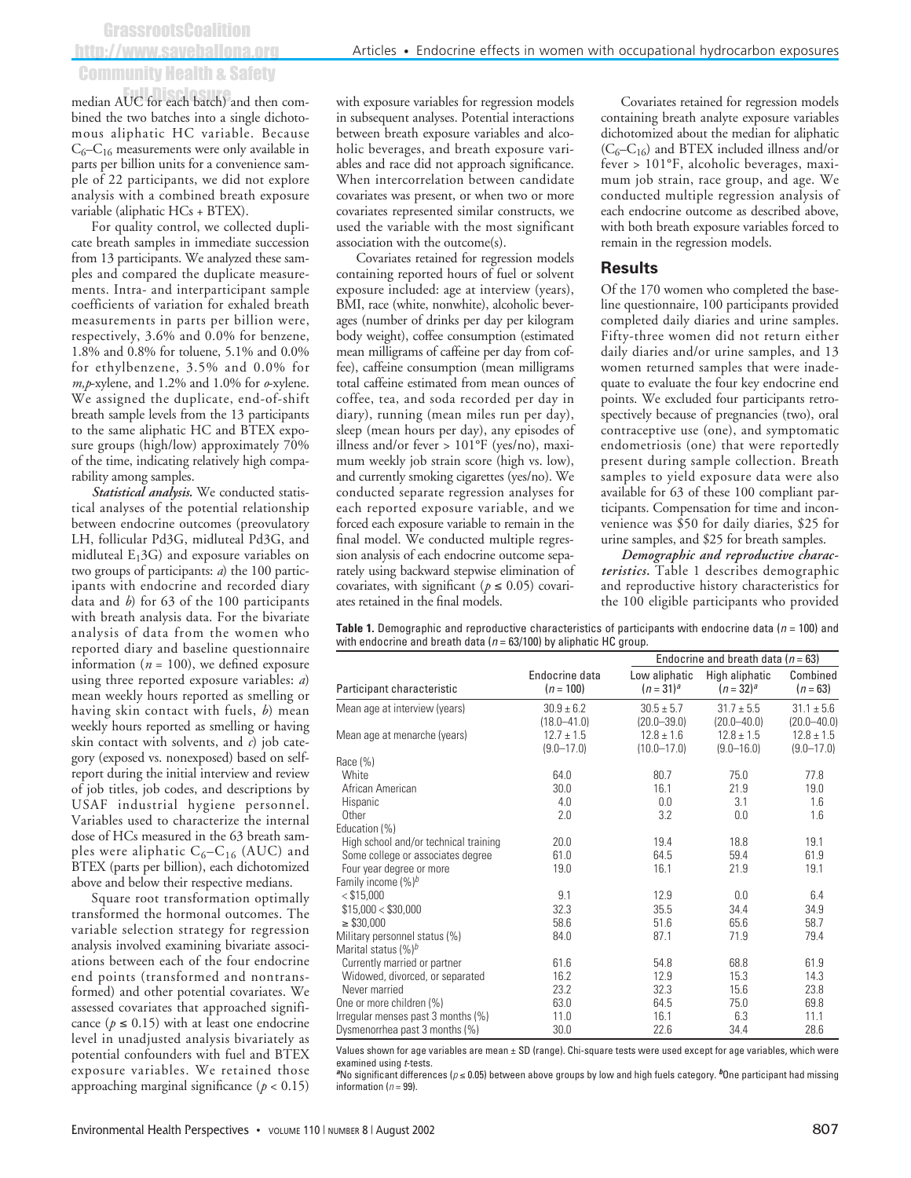median AUC for each batch) and then combined the two batches into a single dichotomous aliphatic HC variable. Because $C_6$–$C_{16}$ measurements were only available in parts per billion units for a convenience sample of 22 participants, we did not explore analysis with a combined breath exposure variable (aliphatic HCs + BTEX).

For quality control, we collected duplicate breath samples in immediate succession from 13 participants. We analyzed these samples and compared the duplicate measurements. Intra- and interparticipant sample coefficients of variation for exhaled breath measurements in parts per billion were, respectively, 3.6% and 0.0% for benzene, 1.8% and 0.8% for toluene, 5.1% and 0.0% for ethylbenzene, 3.5% and 0.0% for *m,p*-xylene, and 1.2% and 1.0% for *o*-xylene. We assigned the duplicate, end-of-shift breath sample levels from the 13 participants to the same aliphatic HC and BTEX exposure groups (high/low) approximately 70% of the time, indicating relatively high comparability among samples.

***Statistical analysis.*** We conducted statistical analyses of the potential relationship between endocrine outcomes (preovulatory LH, follicular Pd3G, midluteal Pd3G, and midluteal $E_1$3G) and exposure variables on two groups of participants: *a*) the 100 participants with endocrine and recorded diary data and *b*) for 63 of the 100 participants with breath analysis data. For the bivariate analysis of data from the women who reported diary and baseline questionnaire information ($n = 100$), we defined exposure using three reported exposure variables: *a*) mean weekly hours reported as smelling or having skin contact with fuels, *b*) mean weekly hours reported as smelling or having skin contact with solvents, and *c*) job category (exposed vs. nonexposed) based on self-report during the initial interview and review of job titles, job codes, and descriptions by USAF industrial hygiene personnel. Variables used to characterize the internal dose of HCs measured in the 63 breath samples were aliphatic $C_6$–$C_{16}$ (AUC) and BTEX (parts per billion), each dichotomized above and below their respective medians.

Square root transformation optimally transformed the hormonal outcomes. The variable selection strategy for regression analysis involved examining bivariate associations between each of the four endocrine end points (transformed and nontransformed) and other potential covariates. We assessed covariates that approached significance ($p \leq 0.15$) with at least one endocrine level in unadjusted analysis bivariately as potential confounders with fuel and BTEX exposure variables. We retained those approaching marginal significance ($p < 0.15$) with exposure variables for regression models in subsequent analyses. Potential interactions between breath exposure variables and alcoholic beverages, and breath exposure variables and race did not approach significance. When intercorrelation between candidate covariates was present, or when two or more covariates represented similar constructs, we used the variable with the most significant association with the outcome(s).

Covariates retained for regression models containing reported hours of fuel or solvent exposure included: age at interview (years), BMI, race (white, nonwhite), alcoholic beverages (number of drinks per day per kilogram body weight), coffee consumption (estimated mean milligrams of caffeine per day from coffee), caffeine consumption (mean milligrams total caffeine estimated from mean ounces of coffee, tea, and soda recorded per day in diary), running (mean miles run per day), sleep (mean hours per day), any episodes of illness and/or fever > 101°F (yes/no), maximum weekly job strain score (high vs. low), and currently smoking cigarettes (yes/no). We conducted separate regression analyses for each reported exposure variable, and we forced each exposure variable to remain in the final model. We conducted multiple regression analysis of each endocrine outcome separately using backward stepwise elimination of covariates, with significant ($p \leq 0.05$) covariates retained in the final models.

Covariates retained for regression models containing breath analyte exposure variables dichotomized about the median for aliphatic ($C_6$–$C_{16}$) and BTEX included illness and/or fever > 101°F, alcoholic beverages, maximum job strain, race group, and age. We conducted multiple regression analysis of each endocrine outcome as described above, with both breath exposure variables forced to remain in the regression models.

## Results

Of the 170 women who completed the baseline questionnaire, 100 participants provided completed daily diaries and urine samples. Fifty-three women did not return either daily diaries and/or urine samples, and 13 women returned samples that were inadequate to evaluate the four key endocrine end points. We excluded four participants retrospectively because of pregnancies (two), oral contraceptive use (one), and symptomatic endometriosis (one) that were reportedly present during sample collection. Breath samples to yield exposure data were also available for 63 of these 100 compliant participants. Compensation for time and inconvenience was $50 for daily diaries, $25 for urine samples, and $25 for breath samples.

***Demographic and reproductive characteristics.*** Table 1 describes demographic and reproductive history characteristics for the 100 eligible participants who provided

**Table 1.** Demographic and reproductive characteristics of participants with endocrine data ($n = 100$) and with endocrine and breath data ($n = 63/100$) by aliphatic HC group.

| | | Endocrine and breath data ($n = 63$) | | |
|---|---|---|---|---|
| Participant characteristic | Endocrine data ($n = 100$) | Low aliphatic ($n = 31$)[a] | High aliphatic ($n = 32$)[a] | Combined ($n = 63$) |
| Mean age at interview (years) | 30.9 ± 6.2 (18.0–41.0) | 30.5 ± 5.7 (20.0–39.0) | 31.7 ± 5.5 (20.0–40.0) | 31.1 ± 5.6 (20.0–40.0) |
| Mean age at menarche (years) | 12.7 ± 1.5 (9.0–17.0) | 12.8 ± 1.6 (10.0–17.0) | 12.8 ± 1.5 (9.0–16.0) | 12.8 ± 1.5 (9.0–17.0) |
| Race (%) | | | | |
| White | 64.0 | 80.7 | 75.0 | 77.8 |
| African American | 30.0 | 16.1 | 21.9 | 19.0 |
| Hispanic | 4.0 | 0.0 | 3.1 | 1.6 |
| Other | 2.0 | 3.2 | 0.0 | 1.6 |
| Education (%) | | | | |
| High school and/or technical training | 20.0 | 19.4 | 18.8 | 19.1 |
| Some college or associates degree | 61.0 | 64.5 | 59.4 | 61.9 |
| Four year degree or more | 19.0 | 16.1 | 21.9 | 19.1 |
| Family income (%)[b] | | | | |
| < $15,000 | 9.1 | 12.9 | 0.0 | 6.4 |
| $15,000 < $30,000 | 32.3 | 35.5 | 34.4 | 34.9 |
| ≥ $30,000 | 58.6 | 51.6 | 65.6 | 58.7 |
| Military personnel status (%) | 84.0 | 87.1 | 71.9 | 79.4 |
| Marital status (%)[b] | | | | |
| Currently married or partner | 61.6 | 54.8 | 68.8 | 61.9 |
| Widowed, divorced, or separated | 16.2 | 12.9 | 15.3 | 14.3 |
| Never married | 23.2 | 32.3 | 15.6 | 23.8 |
| One or more children (%) | 63.0 | 64.5 | 75.0 | 69.8 |
| Irregular menses past 3 months (%) | 11.0 | 16.1 | 6.3 | 11.1 |
| Dysmenorrhea past 3 months (%) | 30.0 | 22.6 | 34.4 | 28.6 |

Values shown for age variables are mean ± SD (range). Chi-square tests were used except for age variables, which were examined using *t*-tests.

[a]No significant differences ($p \leq 0.05$) between above groups by low and high fuels category. [b]One participant had missing information ($n = 99$).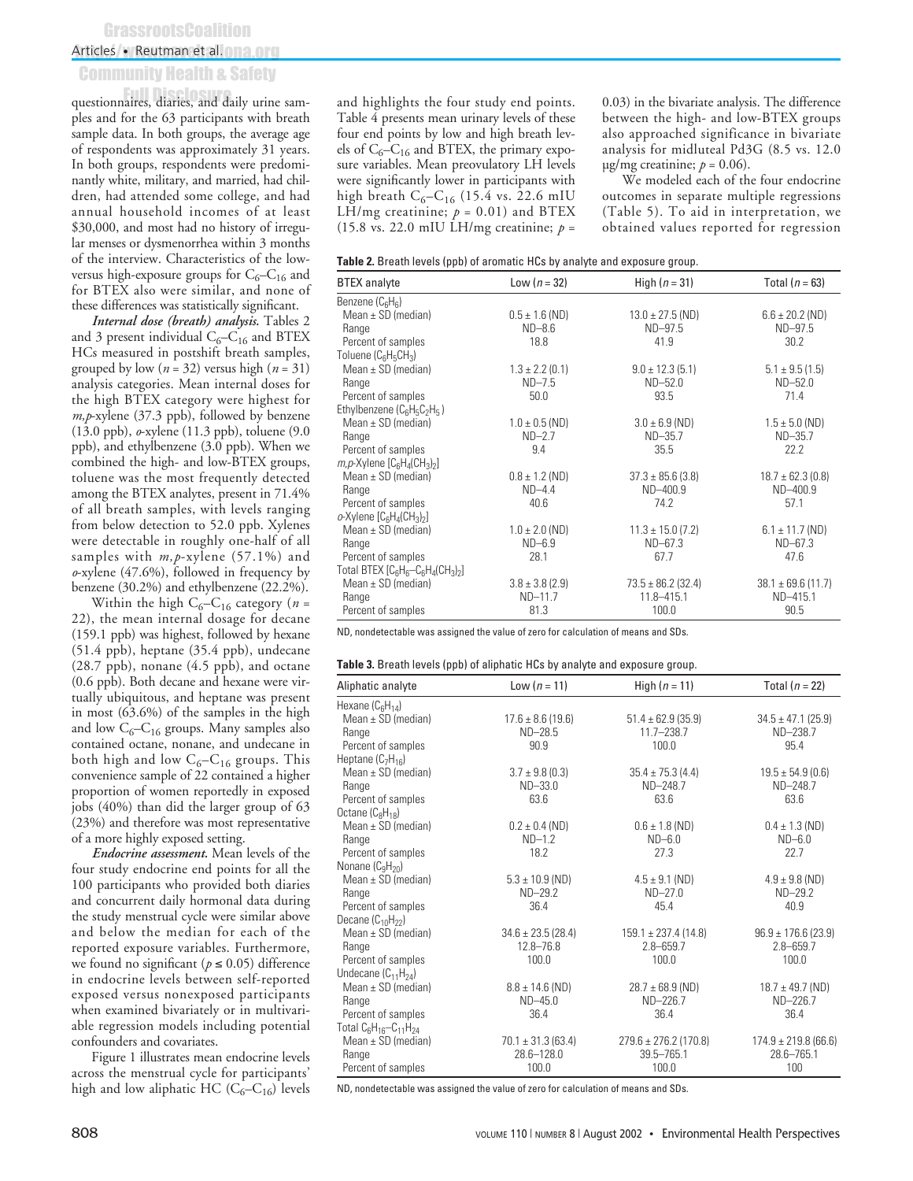questionnaires, diaries, and daily urine samples and for the 63 participants with breath sample data. In both groups, the average age of respondents was approximately 31 years. In both groups, respondents were predominantly white, military, and married, had children, had attended some college, and had annual household incomes of at least \$30,000, and most had no history of irregular menses or dysmenorrhea within 3 months of the interview. Characteristics of the low- versus high-exposure groups for $C_6$–$C_{16}$ and for BTEX also were similar, and none of these differences was statistically significant.

***Internal dose (breath) analysis.*** Tables 2 and 3 present individual $C_6$–$C_{16}$ and BTEX HCs measured in postshift breath samples, grouped by low ($n$ = 32) versus high ($n$ = 31) analysis categories. Mean internal doses for the high BTEX category were highest for *m,p*-xylene (37.3 ppb), followed by benzene (13.0 ppb), *o*-xylene (11.3 ppb), toluene (9.0 ppb), and ethylbenzene (3.0 ppb). When we combined the high- and low-BTEX groups, toluene was the most frequently detected among the BTEX analytes, present in 71.4% of all breath samples, with levels ranging from below detection to 52.0 ppb. Xylenes were detectable in roughly one-half of all samples with *m,p*-xylene (57.1%) and *o*-xylene (47.6%), followed in frequency by benzene (30.2%) and ethylbenzene (22.2%).

Within the high $C_6$–$C_{16}$ category ($n$ = 22), the mean internal dosage for decane (159.1 ppb) was highest, followed by hexane (51.4 ppb), heptane (35.4 ppb), undecane (28.7 ppb), nonane (4.5 ppb), and octane (0.6 ppb). Both decane and hexane were virtually ubiquitous, and heptane was present in most (63.6%) of the samples in the high and low $C_6$–$C_{16}$ groups. Many samples also contained octane, nonane, and undecane in both high and low $C_6$–$C_{16}$ groups. This convenience sample of 22 contained a higher proportion of women reportedly in exposed jobs (40%) than did the larger group of 63 (23%) and therefore was most representative of a more highly exposed setting.

***Endocrine assessment.*** Mean levels of the four study endocrine end points for all the 100 participants who provided both diaries and concurrent daily hormonal data during the study menstrual cycle were similar above and below the median for each of the reported exposure variables. Furthermore, we found no significant ($p \leq 0.05$) difference in endocrine levels between self-reported exposed versus nonexposed participants when examined bivariately or in multivariable regression models including potential confounders and covariates.

Figure 1 illustrates mean endocrine levels across the menstrual cycle for participants' high and low aliphatic HC ($C_6$–$C_{16}$) levels and highlights the four study end points. Table 4 presents mean urinary levels of these four end points by low and high breath levels of $C_6$–$C_{16}$ and BTEX, the primary exposure variables. Mean preovulatory LH levels were significantly lower in participants with high breath $C_6$–$C_{16}$ (15.4 vs. 22.6 mIU LH/mg creatinine; $p$ = 0.01) and BTEX (15.8 vs. 22.0 mIU LH/mg creatinine; $p$ = 0.03) in the bivariate analysis. The difference between the high- and low-BTEX groups also approached significance in bivariate analysis for midluteal Pd3G (8.5 vs. 12.0 μg/mg creatinine; $p$ = 0.06).

We modeled each of the four endocrine outcomes in separate multiple regressions (Table 5). To aid in interpretation, we obtained values reported for regression

**Table 2.** Breath levels (ppb) of aromatic HCs by analyte and exposure group.

| BTEX analyte | Low ($n$ = 32) | High ($n$ = 31) | Total ($n$ = 63) |
|---|---|---|---|
| Benzene ($C_6H_6$) | | | |
| Mean ± SD (median) | 0.5 ± 1.6 (ND) | 13.0 ± 27.5 (ND) | 6.6 ± 20.2 (ND) |
| Range | ND–8.6 | ND–97.5 | ND–97.5 |
| Percent of samples | 18.8 | 41.9 | 30.2 |
| Toluene ($C_6H_5CH_3$) | | | |
| Mean ± SD (median) | 1.3 ± 2.2 (0.1) | 9.0 ± 12.3 (5.1) | 5.1 ± 9.5 (1.5) |
| Range | ND–7.5 | ND–52.0 | ND–52.0 |
| Percent of samples | 50.0 | 93.5 | 71.4 |
| Ethylbenzene ($C_6H_5C_2H_5$) | | | |
| Mean ± SD (median) | 1.0 ± 0.5 (ND) | 3.0 ± 6.9 (ND) | 1.5 ± 5.0 (ND) |
| Range | ND–2.7 | ND–35.7 | ND–35.7 |
| Percent of samples | 9.4 | 35.5 | 22.2 |
| *m,p*-Xylene [$C_6H_4(CH_3)_2$] | | | |
| Mean ± SD (median) | 0.8 ± 1.2 (ND) | 37.3 ± 85.6 (3.8) | 18.7 ± 62.3 (0.8) |
| Range | ND–4.4 | ND–400.9 | ND–400.9 |
| Percent of samples | 40.6 | 74.2 | 57.1 |
| *o*-Xylene [$C_6H_4(CH_3)_2$] | | | |
| Mean ± SD (median) | 1.0 ± 2.0 (ND) | 11.3 ± 15.0 (7.2) | 6.1 ± 11.7 (ND) |
| Range | ND–6.9 | ND–67.3 | ND–67.3 |
| Percent of samples | 28.1 | 67.7 | 47.6 |
| Total BTEX [$C_6H_6$–$C_6H_4(CH_3)_2$] | | | |
| Mean ± SD (median) | 3.8 ± 3.8 (2.9) | 73.5 ± 86.2 (32.4) | 38.1 ± 69.6 (11.7) |
| Range | ND–11.7 | 11.8–415.1 | ND–415.1 |
| Percent of samples | 81.3 | 100.0 | 90.5 |

ND, nondetectable was assigned the value of zero for calculation of means and SDs.

**Table 3.** Breath levels (ppb) of aliphatic HCs by analyte and exposure group.

| Aliphatic analyte | Low ($n$ = 11) | High ($n$ = 11) | Total ($n$ = 22) |
|---|---|---|---|
| Hexane ($C_6H_{14}$) | | | |
| Mean ± SD (median) | 17.6 ± 8.6 (19.6) | 51.4 ± 62.9 (35.9) | 34.5 ± 47.1 (25.9) |
| Range | ND–28.5 | 11.7–238.7 | ND–238.7 |
| Percent of samples | 90.9 | 100.0 | 95.4 |
| Heptane ($C_7H_{16}$) | | | |
| Mean ± SD (median) | 3.7 ± 9.8 (0.3) | 35.4 ± 75.3 (4.4) | 19.5 ± 54.9 (0.6) |
| Range | ND–33.0 | ND–248.7 | ND–248.7 |
| Percent of samples | 63.6 | 63.6 | 63.6 |
| Octane ($C_8H_{18}$) | | | |
| Mean ± SD (median) | 0.2 ± 0.4 (ND) | 0.6 ± 1.8 (ND) | 0.4 ± 1.3 (ND) |
| Range | ND–1.2 | ND–6.0 | ND–6.0 |
| Percent of samples | 18.2 | 27.3 | 22.7 |
| Nonane ($C_9H_{20}$) | | | |
| Mean ± SD (median) | 5.3 ± 10.9 (ND) | 4.5 ± 9.1 (ND) | 4.9 ± 9.8 (ND) |
| Range | ND–29.2 | ND–27.0 | ND–29.2 |
| Percent of samples | 36.4 | 45.4 | 40.9 |
| Decane ($C_{10}H_{22}$) | | | |
| Mean ± SD (median) | 34.6 ± 23.5 (28.4) | 159.1 ± 237.4 (14.8) | 96.9 ± 176.6 (23.9) |
| Range | 12.8–76.8 | 2.8–659.7 | 2.8–659.7 |
| Percent of samples | 100.0 | 100.0 | 100.0 |
| Undecane ($C_{11}H_{24}$) | | | |
| Mean ± SD (median) | 8.8 ± 14.6 (ND) | 28.7 ± 68.9 (ND) | 18.7 ± 49.7 (ND) |
| Range | ND–45.0 | ND–226.7 | ND–226.7 |
| Percent of samples | 36.4 | 36.4 | 36.4 |
| Total $C_6H_{16}$–$C_{11}H_{24}$ | | | |
| Mean ± SD (median) | 70.1 ± 31.3 (63.4) | 279.6 ± 276.2 (170.8) | 174.9 ± 219.8 (66.6) |
| Range | 28.6–128.0 | 39.5–765.1 | 28.6–765.1 |
| Percent of samples | 100.0 | 100.0 | 100 |

ND, nondetectable was assigned the value of zero for calculation of means and SDs.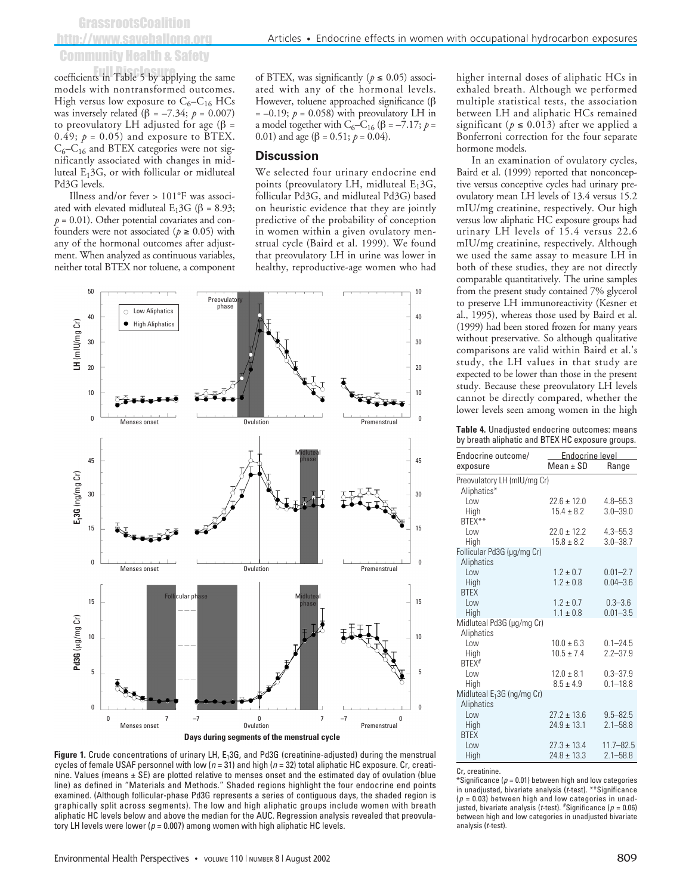coefficients in Table 5 by applying the same models with nontransformed outcomes. High versus low exposure to $C_6$–$C_{16}$ HCs was inversely related ($\beta = -7.34$; $p = 0.007$) to preovulatory LH adjusted for age ($\beta = 0.49$; $p = 0.05$) and exposure to BTEX. $C_6$–$C_{16}$ and BTEX categories were not significantly associated with changes in midluteal $E_1$3G, or with follicular or midluteal Pd3G levels.

Illness and/or fever > 101°F was associated with elevated midluteal $E_1$3G ($\beta = 8.93$; $p = 0.01$). Other potential covariates and confounders were not associated ($p \geq 0.05$) with any of the hormonal outcomes after adjustment. When analyzed as continuous variables, neither total BTEX nor toluene, a component of BTEX, was significantly ($p \leq 0.05$) associated with any of the hormonal levels. However, toluene approached significance ($\beta = -0.19$; $p = 0.058$) with preovulatory LH in a model together with $C_6$–$C_{16}$ ($\beta = -7.17$; $p = 0.01$) and age ($\beta = 0.51$; $p = 0.04$).

## Discussion

We selected four urinary endocrine end points (preovulatory LH, midluteal $E_1$3G, follicular Pd3G, and midluteal Pd3G) based on heuristic evidence that they are jointly predictive of the probability of conception in women within a given ovulatory menstrual cycle (Baird et al. 1999). We found that preovulatory LH in urine was lower in healthy, reproductive-age women who had higher internal doses of aliphatic HCs in exhaled breath. Although we performed multiple statistical tests, the association between LH and aliphatic HCs remained significant ($p \leq 0.013$) after we applied a Bonferroni correction for the four separate hormone models.

In an examination of ovulatory cycles, Baird et al. (1999) reported that nonconceptive versus conceptive cycles had urinary preovulatory mean LH levels of 13.4 versus 15.2 mIU/mg creatinine, respectively. Our high versus low aliphatic HC exposure groups had urinary LH levels of 15.4 versus 22.6 mIU/mg creatinine, respectively. Although we used the same assay to measure LH in both of these studies, they are not directly comparable quantitatively. The urine samples from the present study contained 7% glycerol to preserve LH immunoreactivity (Kesner et al., 1995), whereas those used by Baird et al. (1999) had been stored frozen for many years without preservative. So although qualitative comparisons are valid within Baird et al.'s study, the LH values in that study are expected to be lower than those in the present study. Because these preovulatory LH levels cannot be directly compared, whether the lower levels seen among women in the high

LH (mIU/mg Cr)
Low Aliphatics
High Aliphatics
Preovulatory phase
Menses onset
Ovulation
Premenstrual
$E_1$3G (ng/mg Cr)
Midluteal phase
Pd3G (μg/mg Cr)
Follicular phase
Midluteal phase
Days during segments of the menstrual cycle

**Figure 1.** Crude concentrations of urinary LH, $E_1$3G, and Pd3G (creatinine-adjusted) during the menstrual cycles of female USAF personnel with low ($n = 31$) and high ($n = 32$) total aliphatic HC exposure. Cr, creatinine. Values (means ± SE) are plotted relative to menses onset and the estimated day of ovulation (blue line) as defined in "Materials and Methods." Shaded regions highlight the four endocrine end points examined. (Although follicular-phase Pd3G represents a series of contiguous days, the shaded region is graphically split across segments). The low and high aliphatic groups include women with breath aliphatic HC levels below and above the median for the AUC. Regression analysis revealed that preovulatory LH levels were lower ($p = 0.007$) among women with high aliphatic HC levels.

**Table 4.** Unadjusted endocrine outcomes: means by breath aliphatic and BTEX HC exposure groups.

| Endocrine outcome/ exposure | Endocrine level | |
|---|---|---|
| | Mean ± SD | Range |
| Preovulatory LH (mIU/mg Cr) | | |
| Aliphatics* | | |
| Low | 22.6 ± 12.0 | 4.8–55.3 |
| High | 15.4 ± 8.2 | 3.0–39.0 |
| BTEX** | | |
| Low | 22.0 ± 12.2 | 4.3–55.3 |
| High | 15.8 ± 8.2 | 3.0–38.7 |
| Follicular Pd3G (μg/mg Cr) | | |
| Aliphatics | | |
| Low | 1.2 ± 0.7 | 0.01–2.7 |
| High | 1.2 ± 0.8 | 0.04–3.6 |
| BTEX | | |
| Low | 1.2 ± 0.7 | 0.3–3.6 |
| High | 1.1 ± 0.8 | 0.01–3.5 |
| Midluteal Pd3G (μg/mg Cr) | | |
| Aliphatics | | |
| Low | 10.0 ± 6.3 | 0.1–24.5 |
| High | 10.5 ± 7.4 | 2.2–37.9 |
| BTEX# | | |
| Low | 12.0 ± 8.1 | 0.3–37.9 |
| High | 8.5 ± 4.9 | 0.1–18.8 |
| Midluteal $E_1$3G (ng/mg Cr) | | |
| Aliphatics | | |
| Low | 27.2 ± 13.6 | 9.5–82.5 |
| High | 24.9 ± 13.1 | 2.1–58.8 |
| BTEX | | |
| Low | 27.3 ± 13.4 | 11.7–82.5 |
| High | 24.8 ± 13.3 | 2.1–58.8 |

Cr, creatinine.
*Significance ($p = 0.01$) between high and low categories in unadjusted, bivariate analysis (*t*-test). **Significance ($p = 0.03$) between high and low categories in unadjusted, bivariate analysis (*t*-test). #Significance ($p = 0.06$) between high and low categories in unadjusted bivariate analysis (*t*-test).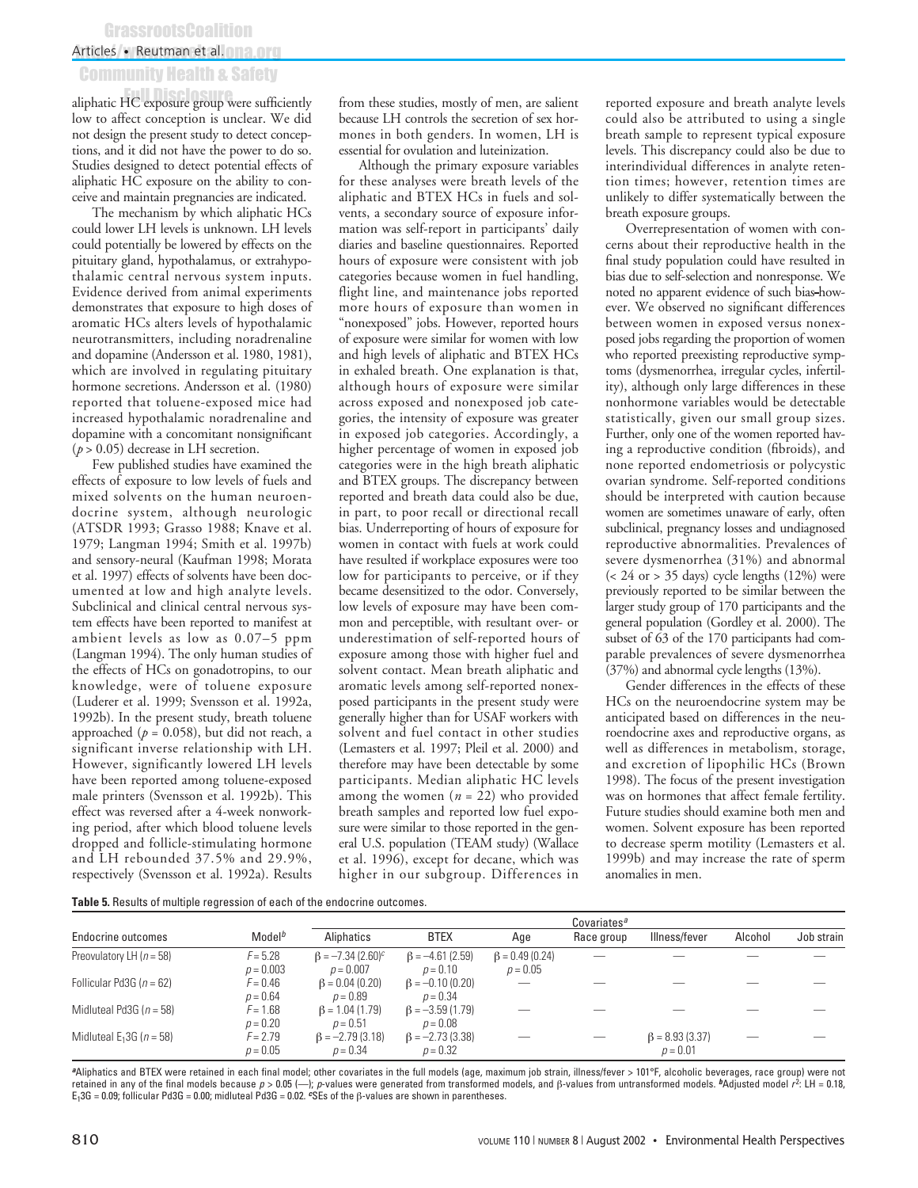aliphatic HC exposure group were sufficiently low to affect conception is unclear. We did not design the present study to detect conceptions, and it did not have the power to do so. Studies designed to detect potential effects of aliphatic HC exposure on the ability to conceive and maintain pregnancies are indicated.

The mechanism by which aliphatic HCs could lower LH levels is unknown. LH levels could potentially be lowered by effects on the pituitary gland, hypothalamus, or extrahypothalamic central nervous system inputs. Evidence derived from animal experiments demonstrates that exposure to high doses of aromatic HCs alters levels of hypothalamic neurotransmitters, including noradrenaline and dopamine (Andersson et al. 1980, 1981), which are involved in regulating pituitary hormone secretions. Andersson et al. (1980) reported that toluene-exposed mice had increased hypothalamic noradrenaline and dopamine with a concomitant nonsignificant ($p > 0.05$) decrease in LH secretion.

Few published studies have examined the effects of exposure to low levels of fuels and mixed solvents on the human neuroendocrine system, although neurologic (ATSDR 1993; Grasso 1988; Knave et al. 1979; Langman 1994; Smith et al. 1997b) and sensory-neural (Kaufman 1998; Morata et al. 1997) effects of solvents have been documented at low and high analyte levels. Subclinical and clinical central nervous system effects have been reported to manifest at ambient levels as low as 0.07–5 ppm (Langman 1994). The only human studies of the effects of HCs on gonadotropins, to our knowledge, were of toluene exposure (Luderer et al. 1999; Svensson et al. 1992a, 1992b). In the present study, breath toluene approached ($p = 0.058$), but did not reach, a significant inverse relationship with LH. However, significantly lowered LH levels have been reported among toluene-exposed male printers (Svensson et al. 1992b). This effect was reversed after a 4-week nonworking period, after which blood toluene levels dropped and follicle-stimulating hormone and LH rebounded 37.5% and 29.9%, respectively (Svensson et al. 1992a). Results from these studies, mostly of men, are salient because LH controls the secretion of sex hormones in both genders. In women, LH is essential for ovulation and luteinization.

Although the primary exposure variables for these analyses were breath levels of the aliphatic and BTEX HCs in fuels and solvents, a secondary source of exposure information was self-report in participants' daily diaries and baseline questionnaires. Reported hours of exposure were consistent with job categories because women in fuel handling, flight line, and maintenance jobs reported more hours of exposure than women in "nonexposed" jobs. However, reported hours of exposure were similar for women with low and high levels of aliphatic and BTEX HCs in exhaled breath. One explanation is that, although hours of exposure were similar across exposed and nonexposed job categories, the intensity of exposure was greater in exposed job categories. Accordingly, a higher percentage of women in exposed job categories were in the high breath aliphatic and BTEX groups. The discrepancy between reported and breath data could also be due, in part, to poor recall or directional recall bias. Underreporting of hours of exposure for women in contact with fuels at work could have resulted if workplace exposures were too low for participants to perceive, or if they became desensitized to the odor. Conversely, low levels of exposure may have been common and perceptible, with resultant over- or underestimation of self-reported hours of exposure among those with higher fuel and solvent contact. Mean breath aliphatic and aromatic levels among self-reported nonexposed participants in the present study were generally higher than for USAF workers with solvent and fuel contact in other studies (Lemasters et al. 1997; Pleil et al. 2000) and therefore may have been detectable by some participants. Median aliphatic HC levels among the women ($n = 22$) who provided breath samples and reported low fuel exposure were similar to those reported in the general U.S. population (TEAM study) (Wallace et al. 1996), except for decane, which was higher in our subgroup. Differences in reported exposure and breath analyte levels could also be attributed to using a single breath sample to represent typical exposure levels. This discrepancy could also be due to interindividual differences in analyte retention times; however, retention times are unlikely to differ systematically between the breath exposure groups.

Overrepresentation of women with concerns about their reproductive health in the final study population could have resulted in bias due to self-selection and nonresponse. We noted no apparent evidence of such bias–however. We observed no significant differences between women in exposed versus nonexposed jobs regarding the proportion of women who reported preexisting reproductive symptoms (dysmenorrhea, irregular cycles, infertility), although only large differences in these nonhormone variables would be detectable statistically, given our small group sizes. Further, only one of the women reported having a reproductive condition (fibroids), and none reported endometriosis or polycystic ovarian syndrome. Self-reported conditions should be interpreted with caution because women are sometimes unaware of early, often subclinical, pregnancy losses and undiagnosed reproductive abnormalities. Prevalences of severe dysmenorrhea (31%) and abnormal (< 24 or > 35 days) cycle lengths (12%) were previously reported to be similar between the larger study group of 170 participants and the general population (Gordley et al. 2000). The subset of 63 of the 170 participants had comparable prevalences of severe dysmenorrhea (37%) and abnormal cycle lengths (13%).

Gender differences in the effects of these HCs on the neuroendocrine system may be anticipated based on differences in the neuroendocrine axes and reproductive organs, as well as differences in metabolism, storage, and excretion of lipophilic HCs (Brown 1998). The focus of the present investigation was on hormones that affect female fertility. Future studies should examine both men and women. Solvent exposure has been reported to decrease sperm motility (Lemasters et al. 1999b) and may increase the rate of sperm anomalies in men.

**Table 5.** Results of multiple regression of each of the endocrine outcomes.

| Endocrine outcomes | Model[b] | Covariates[a] | | | | | | |
|---|---|---|---|---|---|---|---|---|
| | | Aliphatics | BTEX | Age | Race group | Illness/fever | Alcohol | Job strain |
| Preovulatory LH ($n = 58$) | $F = 5.28$<br>$p = 0.003$ | $\beta = -7.34$ (2.60)[c]<br>$p = 0.007$ | $\beta = -4.61$ (2.59)<br>$p = 0.10$ | $\beta = 0.49$ (0.24)<br>$p = 0.05$ | — | — | — | — |
| Follicular Pd3G ($n = 62$) | $F = 0.46$<br>$p = 0.64$ | $\beta = 0.04$ (0.20)<br>$p = 0.89$ | $\beta = -0.10$ (0.20)<br>$p = 0.34$ | — | — | — | — | — |
| Midluteal Pd3G ($n = 58$) | $F = 1.68$<br>$p = 0.20$ | $\beta = 1.04$ (1.79)<br>$p = 0.51$ | $\beta = -3.59$ (1.79)<br>$p = 0.08$ | — | — | — | — | — |
| Midluteal $E_1$3G ($n = 58$) | $F = 2.79$<br>$p = 0.05$ | $\beta = -2.79$ (3.18)<br>$p = 0.34$ | $\beta = -2.73$ (3.38)<br>$p = 0.32$ | — | — | $\beta = 8.93$ (3.37)<br>$p = 0.01$ | — | — |

[a]Aliphatics and BTEX were retained in each final model; other covariates in the full models (age, maximum job strain, illness/fever > 101°F, alcoholic beverages, race group) were not retained in any of the final models because $p > 0.05$ (—); $p$-values were generated from transformed models, and β-values from untransformed models. [b]Adjusted model $r^2$: LH = 0.18, $E_1$3G = 0.09; follicular Pd3G = 0.00; midluteal Pd3G = 0.02. [c]SEs of the β-values are shown in parentheses.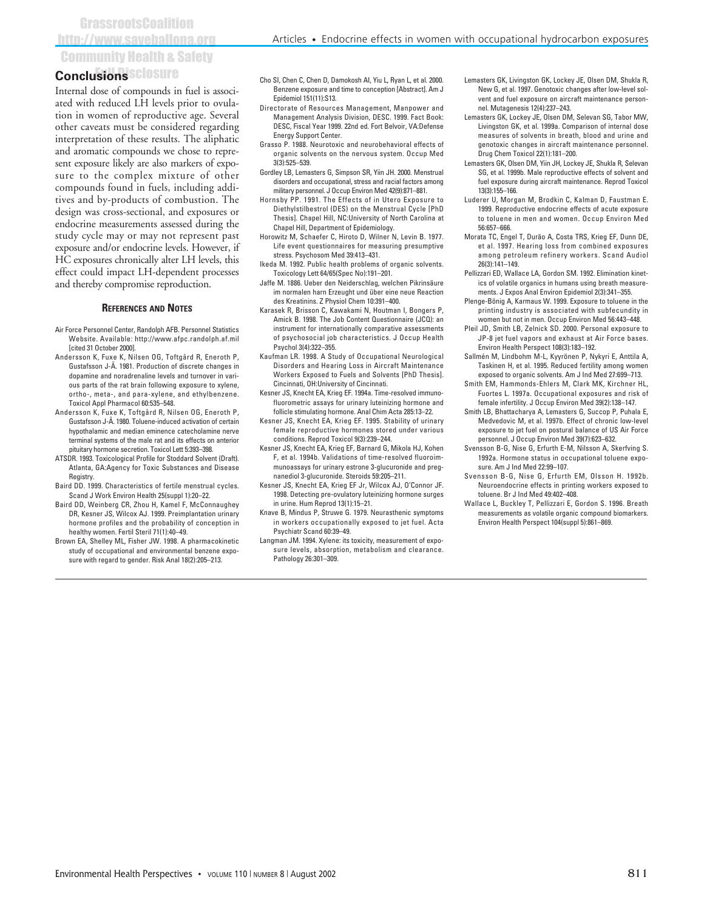## Conclusions

Internal dose of compounds in fuel is associated with reduced LH levels prior to ovulation in women of reproductive age. Several other caveats must be considered regarding interpretation of these results. The aliphatic and aromatic compounds we chose to represent exposure likely are also markers of exposure to the complex mixture of other compounds found in fuels, including additives and by-products of combustion. The design was cross-sectional, and exposures or endocrine measurements assessed during the study cycle may or may not represent past exposure and/or endocrine levels. However, if HC exposures chronically alter LH levels, this effect could impact LH-dependent processes and thereby compromise reproduction.

### References and Notes

Air Force Personnel Center, Randolph AFB. Personnel Statistics Website. Available: http://www.afpc.randolph.af.mil [cited 31 October 2000].

Andersson K, Fuxe K, Nilsen OG, Toftgård R, Eneroth P, Gustafsson J-Å. 1981. Production of discrete changes in dopamine and noradrenaline levels and turnover in various parts of the rat brain following exposure to xylene, ortho-, meta-, and para-xylene, and ethylbenzene. Toxicol Appl Pharmacol 60:535–548.

Andersson K, Fuxe K, Toftgård R, Nilsen OG, Eneroth P, Gustafsson J-Å. 1980. Toluene-induced activation of certain hypothalamic and median eminence catecholamine nerve terminal systems of the male rat and its effects on anterior pituitary hormone secretion. Toxicol Lett 5:393–398.

ATSDR. 1993. Toxicological Profile for Stoddard Solvent (Draft). Atlanta, GA:Agency for Toxic Substances and Disease Registry.

Baird DD. 1999. Characteristics of fertile menstrual cycles. Scand J Work Environ Health 25(suppl 1):20–22.

Baird DD, Weinberg CR, Zhou H, Kamel F, McConnaughey DR, Kesner JS, Wilcox AJ. 1999. Preimplantation urinary hormone profiles and the probability of conception in healthy women. Fertil Steril 71(1):40–49.

Brown EA, Shelley ML, Fisher JW. 1998. A pharmacokinetic study of occupational and environmental benzene exposure with regard to gender. Risk Anal 18(2):205–213.

Cho SI, Chen C, Chen D, Damokosh AI, Yiu L, Ryan L, et al. 2000. Benzene exposure and time to conception [Abstract]. Am J Epidemiol 151(11):S13.

Directorate of Resources Management, Manpower and Management Analysis Division, DESC. 1999. Fact Book: DESC, Fiscal Year 1999. 22nd ed. Fort Belvoir, VA:Defense Energy Support Center.

Grasso P. 1988. Neurotoxic and neurobehavioral effects of organic solvents on the nervous system. Occup Med 3(3):525–539.

Gordley LB, Lemasters G, Simpson SR, Yiin JH. 2000. Menstrual disorders and occupational, stress and racial factors among military personnel. J Occup Environ Med 42(9):871–881.

Hornsby PP. 1991. The Effects of in Utero Exposure to Diethylstilbestrol (DES) on the Menstrual Cycle [PhD Thesis]. Chapel Hill, NC:University of North Carolina at Chapel Hill, Department of Epidemiology.

Horowitz M, Schaefer C, Hiroto D, Wilner N, Levin B. 1977. Life event questionnaires for measuring presumptive stress. Psychosom Med 39:413–431.

Ikeda M. 1992. Public health problems of organic solvents. Toxicology Lett 64/65(Spec No):191–201.

Jaffe M. 1886. Ueber den Neiderschlag, welchen Pikrinsäure im normalen harn Erzeught und über eine neue Reaction des Kreatinins. Z Physiol Chem 10:391–400.

Karasek R, Brisson C, Kawakami N, Houtman I, Bongers P, Amick B. 1998. The Job Content Questionnaire (JCQ): an instrument for internationally comparative assessments of psychosocial job characteristics. J Occup Health Psychol 3(4):322–355.

Kaufman LR. 1998. A Study of Occupational Neurological Disorders and Hearing Loss in Aircraft Maintenance Workers Exposed to Fuels and Solvents [PhD Thesis]. Cincinnati, OH:University of Cincinnati.

Kesner JS, Knecht EA, Krieg EF. 1994a. Time-resolved immunofluorometric assays for urinary luteinizing hormone and follicle stimulating hormone. Anal Chim Acta 285:13–22.

Kesner JS, Knecht EA, Krieg EF. 1995. Stability of urinary female reproductive hormones stored under various conditions. Reprod Toxicol 9(3):239–244.

Kesner JS, Knecht EA, Krieg EF, Barnard G, Mikola HJ, Kohen F, et al. 1994b. Validations of time-resolved fluoroimmunoassays for urinary estrone 3-glucuronide and pregnanediol 3-glucuronide. Steroids 59:205–211.

Kesner JS, Knecht EA, Krieg EF Jr, Wilcox AJ, O'Connor JF. 1998. Detecting pre-ovulatory luteinizing hormone surges in urine. Hum Reprod 13(1):15–21.

Knave B, Mindus P, Struwe G. 1979. Neurasthenic symptoms in workers occupationally exposed to jet fuel. Acta Psychiatr Scand 60:39–49.

Langman JM. 1994. Xylene: its toxicity, measurement of exposure levels, absorption, metabolism and clearance. Pathology 26:301–309.

Lemasters GK, Livingston GK, Lockey JE, Olsen DM, Shukla R, New G, et al. 1997. Genotoxic changes after low-level solvent and fuel exposure on aircraft maintenance personnel. Mutagenesis 12(4):237–243.

Lemasters GK, Lockey JE, Olsen DM, Selevan SG, Tabor MW, Livingston GK, et al. 1999a. Comparison of internal dose measures of solvents in breath, blood and urine and genotoxic changes in aircraft maintenance personnel. Drug Chem Toxicol 22(1):181–200.

Lemasters GK, Olsen DM, Yiin JH, Lockey JE, Shukla R, Selevan SG, et al. 1999b. Male reproductive effects of solvent and fuel exposure during aircraft maintenance. Reprod Toxicol 13(3):155–166.

Luderer U, Morgan M, Brodkin C, Kalman D, Faustman E. 1999. Reproductive endocrine effects of acute exposure to toluene in men and women. Occup Environ Med 56:657–666.

Morata TC, Engel T, Durão A, Costa TRS, Krieg EF, Dunn DE, et al. 1997. Hearing loss from combined exposures among petroleum refinery workers. Scand Audiol 26(3):141–149.

Pellizzari ED, Wallace LA, Gordon SM. 1992. Elimination kinetics of volatile organics in humans using breath measurements. J Expos Anal Environ Epidemiol 2(3):341–355.

Plenge-Bönig A, Karmaus W. 1999. Exposure to toluene in the printing industry is associated with subfecundity in women but not in men. Occup Environ Med 56:443–448.

Pleil JD, Smith LB, Zelnick SD. 2000. Personal exposure to JP-8 jet fuel vapors and exhaust at Air Force bases. Environ Health Perspect 108(3):183–192.

Sallmén M, Lindbohm M-L, Kyyrönen P, Nykyri E, Anttila A, Taskinen H, et al. 1995. Reduced fertility among women exposed to organic solvents. Am J Ind Med 27:699–713.

Smith EM, Hammonds-Ehlers M, Clark MK, Kirchner HL, Fuortes L. 1997a. Occupational exposures and risk of female infertility. J Occup Environ Med 39(2):138–147.

Smith LB, Bhattacharya A, Lemasters G, Succop P, Puhala E, Medvedovic M, et al. 1997b. Effect of chronic low-level exposure to jet fuel on postural balance of US Air Force personnel. J Occup Environ Med 39(7):623–632.

Svensson B-G, Nise G, Erfurth E-M, Nilsson A, Skerfving S. 1992a. Hormone status in occupational toluene exposure. Am J Ind Med 22:99–107.

Svensson B-G, Nise G, Erfurth EM, Olsson H. 1992b. Neuroendocrine effects in printing workers exposed to toluene. Br J Ind Med 49:402–408.

Wallace L, Buckley T, Pellizzari E, Gordon S. 1996. Breath measurements as volatile organic compound biomarkers. Environ Health Perspect 104(suppl 5):861–869.